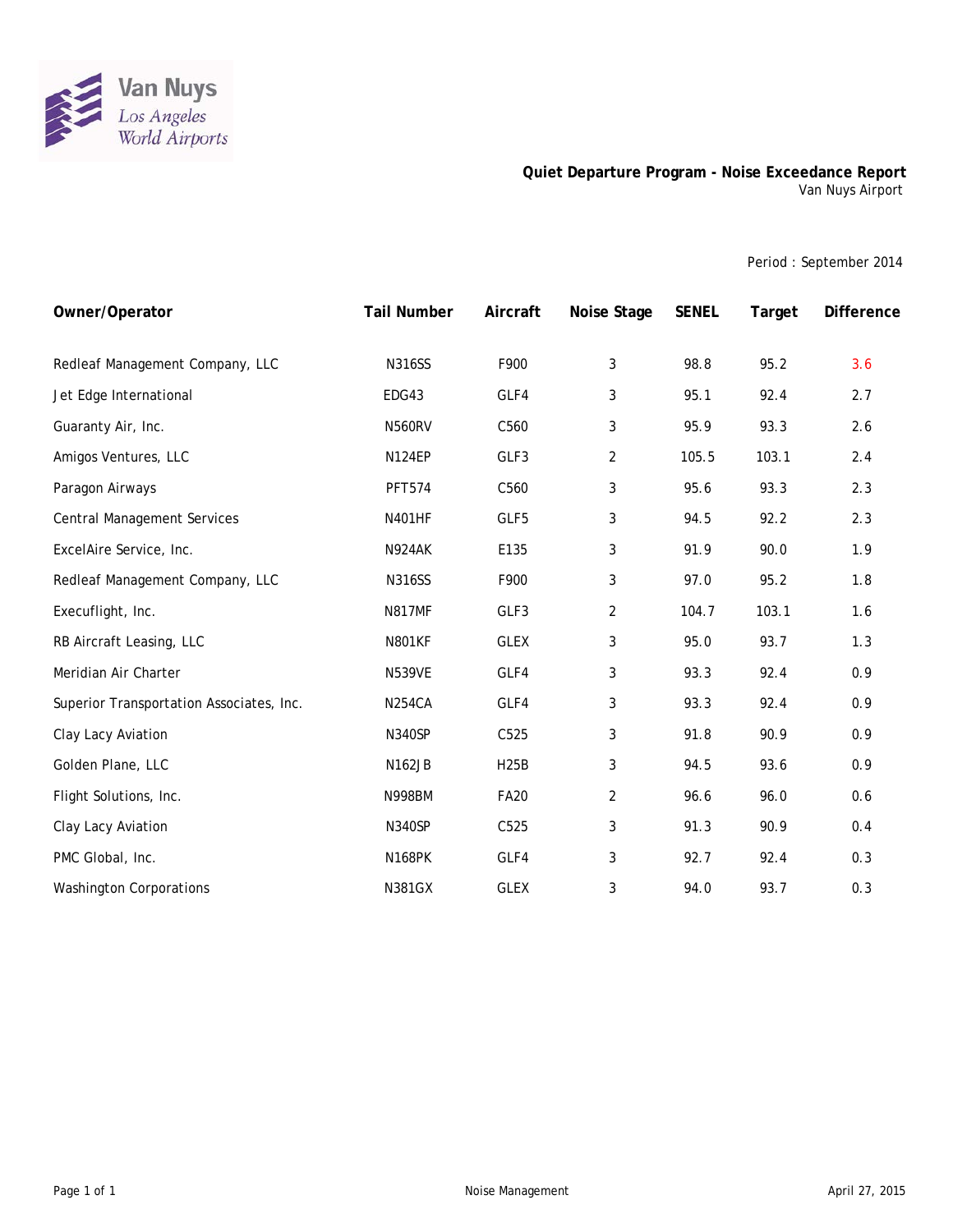Van Nuys
Los Angeles
World Airports

# Quiet Departure Program - Noise Exceedance Report

Van Nuys Airport

Period : September 2014

| Owner/Operator | Tail Number | Aircraft | Noise Stage | SENEL | Target | Difference |
|---|---|---|---|---|---|---|
| Redleaf Management Company, LLC | N316SS | F900 | 3 | 98.8 | 95.2 | 3.6 |
| Jet Edge International | EDG43 | GLF4 | 3 | 95.1 | 92.4 | 2.7 |
| Guaranty Air, Inc. | N560RV | C560 | 3 | 95.9 | 93.3 | 2.6 |
| Amigos Ventures, LLC | N124EP | GLF3 | 2 | 105.5 | 103.1 | 2.4 |
| Paragon Airways | PFT574 | C560 | 3 | 95.6 | 93.3 | 2.3 |
| Central Management Services | N401HF | GLF5 | 3 | 94.5 | 92.2 | 2.3 |
| ExcelAire Service, Inc. | N924AK | E135 | 3 | 91.9 | 90.0 | 1.9 |
| Redleaf Management Company, LLC | N316SS | F900 | 3 | 97.0 | 95.2 | 1.8 |
| Execuflight, Inc. | N817MF | GLF3 | 2 | 104.7 | 103.1 | 1.6 |
| RB Aircraft Leasing, LLC | N801KF | GLEX | 3 | 95.0 | 93.7 | 1.3 |
| Meridian Air Charter | N539VE | GLF4 | 3 | 93.3 | 92.4 | 0.9 |
| Superior Transportation Associates, Inc. | N254CA | GLF4 | 3 | 93.3 | 92.4 | 0.9 |
| Clay Lacy Aviation | N340SP | C525 | 3 | 91.8 | 90.9 | 0.9 |
| Golden Plane, LLC | N162JB | H25B | 3 | 94.5 | 93.6 | 0.9 |
| Flight Solutions, Inc. | N998BM | FA20 | 2 | 96.6 | 96.0 | 0.6 |
| Clay Lacy Aviation | N340SP | C525 | 3 | 91.3 | 90.9 | 0.4 |
| PMC Global, Inc. | N168PK | GLF4 | 3 | 92.7 | 92.4 | 0.3 |
| Washington Corporations | N381GX | GLEX | 3 | 94.0 | 93.7 | 0.3 |

Noise Management

April 27, 2015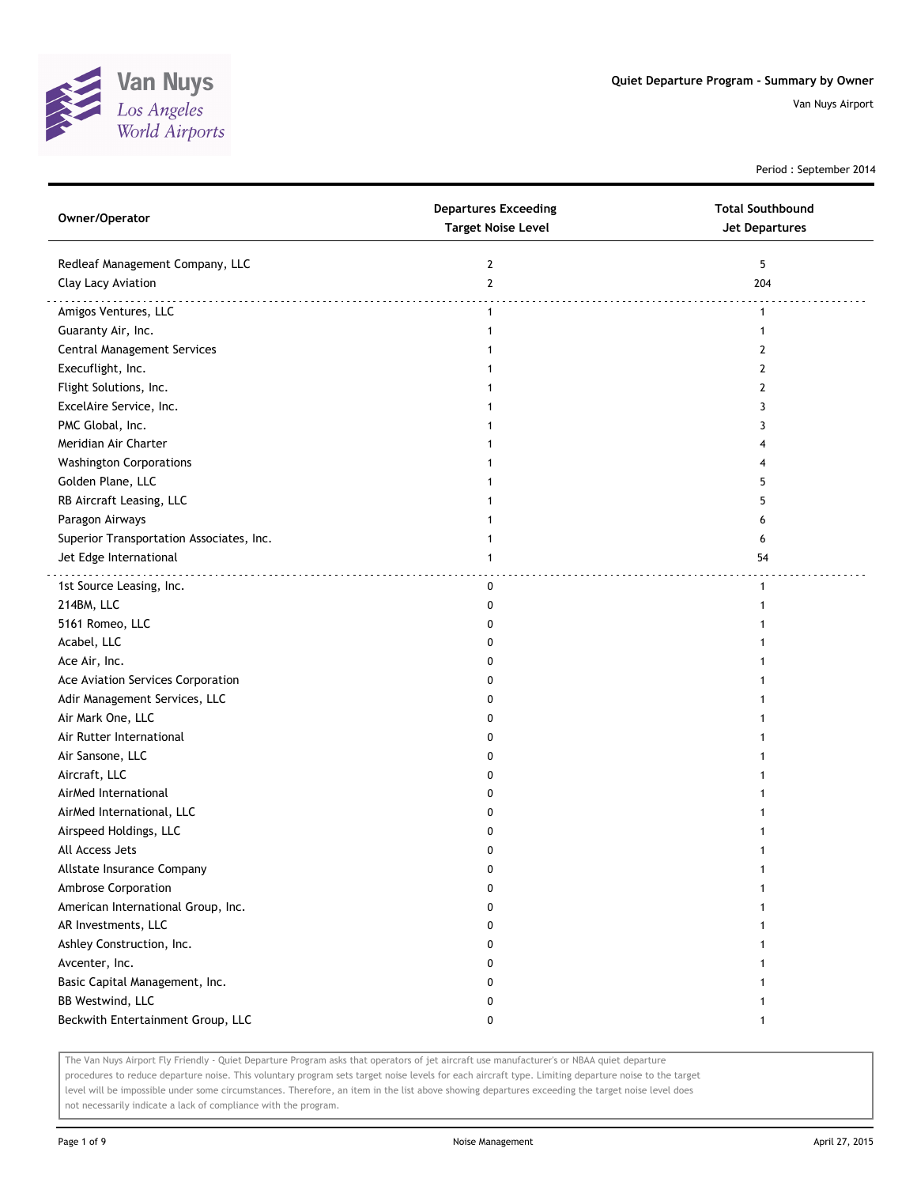Van Nuys
Los Angeles
World Airports

**Quiet Departure Program - Summary by Owner**

Van Nuys Airport

Period : September 2014

| Owner/Operator | Departures Exceeding Target Noise Level | Total Southbound Jet Departures |
|---|---|---|
| Redleaf Management Company, LLC | 2 | 5 |
| Clay Lacy Aviation | 2 | 204 |
| Amigos Ventures, LLC | 1 | 1 |
| Guaranty Air, Inc. | 1 | 1 |
| Central Management Services | 1 | 2 |
| Execuflight, Inc. | 1 | 2 |
| Flight Solutions, Inc. | 1 | 2 |
| ExcelAire Service, Inc. | 1 | 3 |
| PMC Global, Inc. | 1 | 3 |
| Meridian Air Charter | 1 | 4 |
| Washington Corporations | 1 | 4 |
| Golden Plane, LLC | 1 | 5 |
| RB Aircraft Leasing, LLC | 1 | 5 |
| Paragon Airways | 1 | 6 |
| Superior Transportation Associates, Inc. | 1 | 6 |
| Jet Edge International | 1 | 54 |
| 1st Source Leasing, Inc. | 0 | 1 |
| 214BM, LLC | 0 | 1 |
| 5161 Romeo, LLC | 0 | 1 |
| Acabel, LLC | 0 | 1 |
| Ace Air, Inc. | 0 | 1 |
| Ace Aviation Services Corporation | 0 | 1 |
| Adir Management Services, LLC | 0 | 1 |
| Air Mark One, LLC | 0 | 1 |
| Air Rutter International | 0 | 1 |
| Air Sansone, LLC | 0 | 1 |
| Aircraft, LLC | 0 | 1 |
| AirMed International | 0 | 1 |
| AirMed International, LLC | 0 | 1 |
| Airspeed Holdings, LLC | 0 | 1 |
| All Access Jets | 0 | 1 |
| Allstate Insurance Company | 0 | 1 |
| Ambrose Corporation | 0 | 1 |
| American International Group, Inc. | 0 | 1 |
| AR Investments, LLC | 0 | 1 |
| Ashley Construction, Inc. | 0 | 1 |
| Avcenter, Inc. | 0 | 1 |
| Basic Capital Management, Inc. | 0 | 1 |
| BB Westwind, LLC | 0 | 1 |
| Beckwith Entertainment Group, LLC | 0 | 1 |

The Van Nuys Airport Fly Friendly - Quiet Departure Program asks that operators of jet aircraft use manufacturer's or NBAA quiet departure procedures to reduce departure noise. This voluntary program sets target noise levels for each aircraft type. Limiting departure noise to the target level will be impossible under some circumstances. Therefore, an item in the list above showing departures exceeding the target noise level does not necessarily indicate a lack of compliance with the program.

Noise Management

April 27, 2015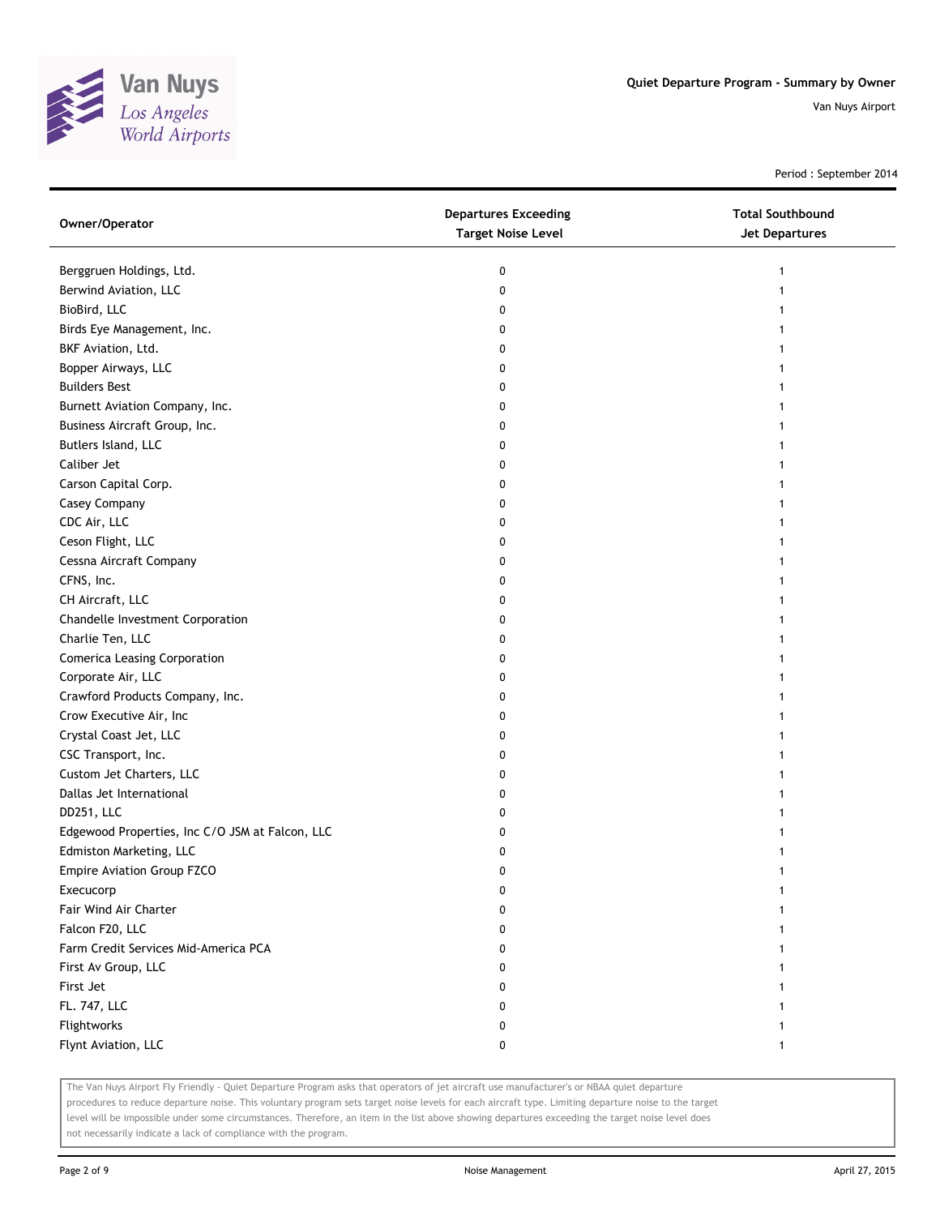# Quiet Departure Program - Summary by Owner

Van Nuys Airport

Period : September 2014

| Owner/Operator | Departures Exceeding Target Noise Level | Total Southbound Jet Departures |
|---|---|---|
| Berggruen Holdings, Ltd. | 0 | 1 |
| Berwind Aviation, LLC | 0 | 1 |
| BioBird, LLC | 0 | 1 |
| Birds Eye Management, Inc. | 0 | 1 |
| BKF Aviation, Ltd. | 0 | 1 |
| Bopper Airways, LLC | 0 | 1 |
| Builders Best | 0 | 1 |
| Burnett Aviation Company, Inc. | 0 | 1 |
| Business Aircraft Group, Inc. | 0 | 1 |
| Butlers Island, LLC | 0 | 1 |
| Caliber Jet | 0 | 1 |
| Carson Capital Corp. | 0 | 1 |
| Casey Company | 0 | 1 |
| CDC Air, LLC | 0 | 1 |
| Ceson Flight, LLC | 0 | 1 |
| Cessna Aircraft Company | 0 | 1 |
| CFNS, Inc. | 0 | 1 |
| CH Aircraft, LLC | 0 | 1 |
| Chandelle Investment Corporation | 0 | 1 |
| Charlie Ten, LLC | 0 | 1 |
| Comerica Leasing Corporation | 0 | 1 |
| Corporate Air, LLC | 0 | 1 |
| Crawford Products Company, Inc. | 0 | 1 |
| Crow Executive Air, Inc | 0 | 1 |
| Crystal Coast Jet, LLC | 0 | 1 |
| CSC Transport, Inc. | 0 | 1 |
| Custom Jet Charters, LLC | 0 | 1 |
| Dallas Jet International | 0 | 1 |
| DD251, LLC | 0 | 1 |
| Edgewood Properties, Inc C/O JSM at Falcon, LLC | 0 | 1 |
| Edmiston Marketing, LLC | 0 | 1 |
| Empire Aviation Group FZCO | 0 | 1 |
| Execucorp | 0 | 1 |
| Fair Wind Air Charter | 0 | 1 |
| Falcon F20, LLC | 0 | 1 |
| Farm Credit Services Mid-America PCA | 0 | 1 |
| First Av Group, LLC | 0 | 1 |
| First Jet | 0 | 1 |
| FL. 747, LLC | 0 | 1 |
| Flightworks | 0 | 1 |
| Flynt Aviation, LLC | 0 | 1 |

The Van Nuys Airport Fly Friendly - Quiet Departure Program asks that operators of jet aircraft use manufacturer's or NBAA quiet departure procedures to reduce departure noise. This voluntary program sets target noise levels for each aircraft type. Limiting departure noise to the target level will be impossible under some circumstances. Therefore, an item in the list above showing departures exceeding the target noise level does not necessarily indicate a lack of compliance with the program.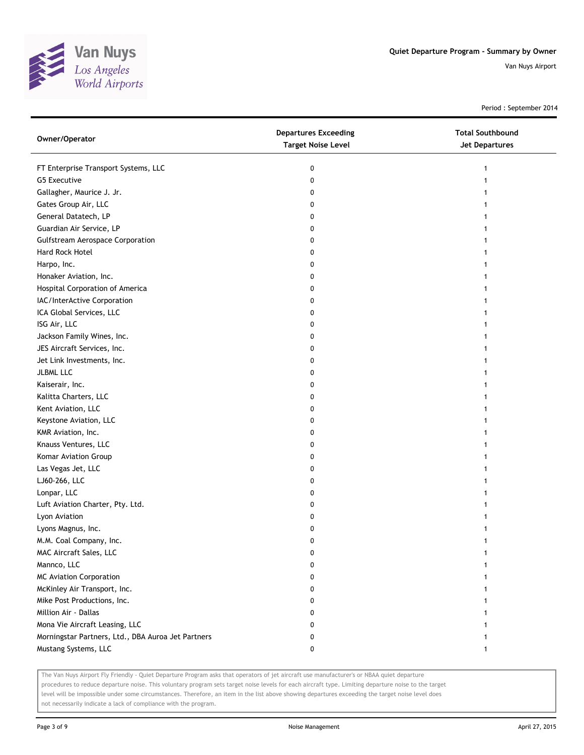# Quiet Departure Program - Summary by Owner

Van Nuys Airport

Period : September 2014

| Owner/Operator | Departures Exceeding Target Noise Level | Total Southbound Jet Departures |
|---|---|---|
| FT Enterprise Transport Systems, LLC | 0 | 1 |
| G5 Executive | 0 | 1 |
| Gallagher, Maurice J. Jr. | 0 | 1 |
| Gates Group Air, LLC | 0 | 1 |
| General Datatech, LP | 0 | 1 |
| Guardian Air Service, LP | 0 | 1 |
| Gulfstream Aerospace Corporation | 0 | 1 |
| Hard Rock Hotel | 0 | 1 |
| Harpo, Inc. | 0 | 1 |
| Honaker Aviation, Inc. | 0 | 1 |
| Hospital Corporation of America | 0 | 1 |
| IAC/InterActive Corporation | 0 | 1 |
| ICA Global Services, LLC | 0 | 1 |
| ISG Air, LLC | 0 | 1 |
| Jackson Family Wines, Inc. | 0 | 1 |
| JES Aircraft Services, Inc. | 0 | 1 |
| Jet Link Investments, Inc. | 0 | 1 |
| JLBML LLC | 0 | 1 |
| Kaiserair, Inc. | 0 | 1 |
| Kalitta Charters, LLC | 0 | 1 |
| Kent Aviation, LLC | 0 | 1 |
| Keystone Aviation, LLC | 0 | 1 |
| KMR Aviation, Inc. | 0 | 1 |
| Knauss Ventures, LLC | 0 | 1 |
| Komar Aviation Group | 0 | 1 |
| Las Vegas Jet, LLC | 0 | 1 |
| LJ60-266, LLC | 0 | 1 |
| Lonpar, LLC | 0 | 1 |
| Luft Aviation Charter, Pty. Ltd. | 0 | 1 |
| Lyon Aviation | 0 | 1 |
| Lyons Magnus, Inc. | 0 | 1 |
| M.M. Coal Company, Inc. | 0 | 1 |
| MAC Aircraft Sales, LLC | 0 | 1 |
| Mannco, LLC | 0 | 1 |
| MC Aviation Corporation | 0 | 1 |
| McKinley Air Transport, Inc. | 0 | 1 |
| Mike Post Productions, Inc. | 0 | 1 |
| Million Air - Dallas | 0 | 1 |
| Mona Vie Aircraft Leasing, LLC | 0 | 1 |
| Morningstar Partners, Ltd., DBA Auroa Jet Partners | 0 | 1 |
| Mustang Systems, LLC | 0 | 1 |

The Van Nuys Airport Fly Friendly - Quiet Departure Program asks that operators of jet aircraft use manufacturer's or NBAA quiet departure procedures to reduce departure noise. This voluntary program sets target noise levels for each aircraft type. Limiting departure noise to the target level will be impossible under some circumstances. Therefore, an item in the list above showing departures exceeding the target noise level does not necessarily indicate a lack of compliance with the program.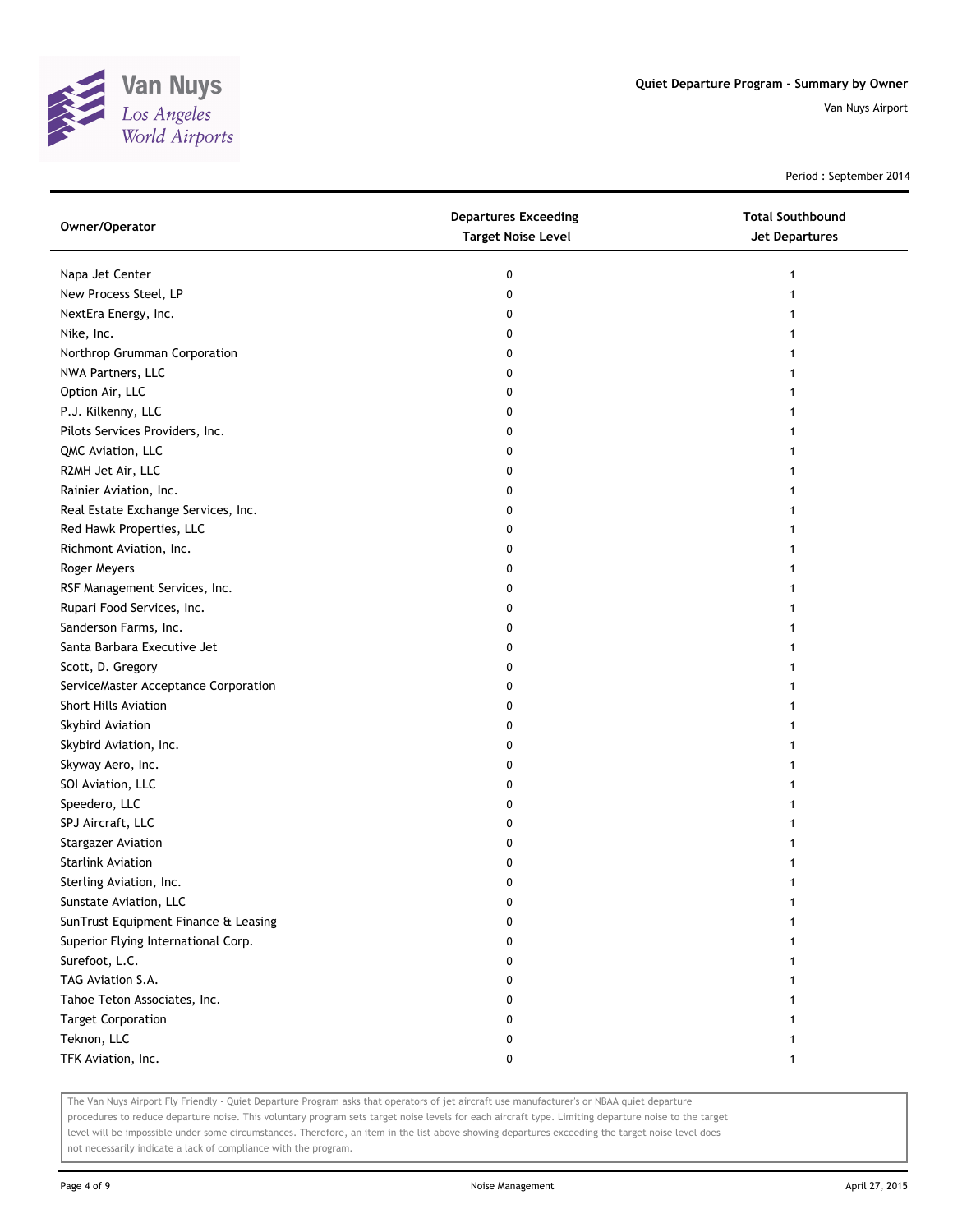Quiet Departure Program - Summary by Owner

Van Nuys Airport

Period : September 2014

| Owner/Operator | Departures Exceeding Target Noise Level | Total Southbound Jet Departures |
|---|---|---|
| Napa Jet Center | 0 | 1 |
| New Process Steel, LP | 0 | 1 |
| NextEra Energy, Inc. | 0 | 1 |
| Nike, Inc. | 0 | 1 |
| Northrop Grumman Corporation | 0 | 1 |
| NWA Partners, LLC | 0 | 1 |
| Option Air, LLC | 0 | 1 |
| P.J. Kilkenny, LLC | 0 | 1 |
| Pilots Services Providers, Inc. | 0 | 1 |
| QMC Aviation, LLC | 0 | 1 |
| R2MH Jet Air, LLC | 0 | 1 |
| Rainier Aviation, Inc. | 0 | 1 |
| Real Estate Exchange Services, Inc. | 0 | 1 |
| Red Hawk Properties, LLC | 0 | 1 |
| Richmont Aviation, Inc. | 0 | 1 |
| Roger Meyers | 0 | 1 |
| RSF Management Services, Inc. | 0 | 1 |
| Rupari Food Services, Inc. | 0 | 1 |
| Sanderson Farms, Inc. | 0 | 1 |
| Santa Barbara Executive Jet | 0 | 1 |
| Scott, D. Gregory | 0 | 1 |
| ServiceMaster Acceptance Corporation | 0 | 1 |
| Short Hills Aviation | 0 | 1 |
| Skybird Aviation | 0 | 1 |
| Skybird Aviation, Inc. | 0 | 1 |
| Skyway Aero, Inc. | 0 | 1 |
| SOI Aviation, LLC | 0 | 1 |
| Speedero, LLC | 0 | 1 |
| SPJ Aircraft, LLC | 0 | 1 |
| Stargazer Aviation | 0 | 1 |
| Starlink Aviation | 0 | 1 |
| Sterling Aviation, Inc. | 0 | 1 |
| Sunstate Aviation, LLC | 0 | 1 |
| SunTrust Equipment Finance & Leasing | 0 | 1 |
| Superior Flying International Corp. | 0 | 1 |
| Surefoot, L.C. | 0 | 1 |
| TAG Aviation S.A. | 0 | 1 |
| Tahoe Teton Associates, Inc. | 0 | 1 |
| Target Corporation | 0 | 1 |
| Teknon, LLC | 0 | 1 |
| TFK Aviation, Inc. | 0 | 1 |

The Van Nuys Airport Fly Friendly - Quiet Departure Program asks that operators of jet aircraft use manufacturer's or NBAA quiet departure procedures to reduce departure noise. This voluntary program sets target noise levels for each aircraft type. Limiting departure noise to the target level will be impossible under some circumstances. Therefore, an item in the list above showing departures exceeding the target noise level does not necessarily indicate a lack of compliance with the program.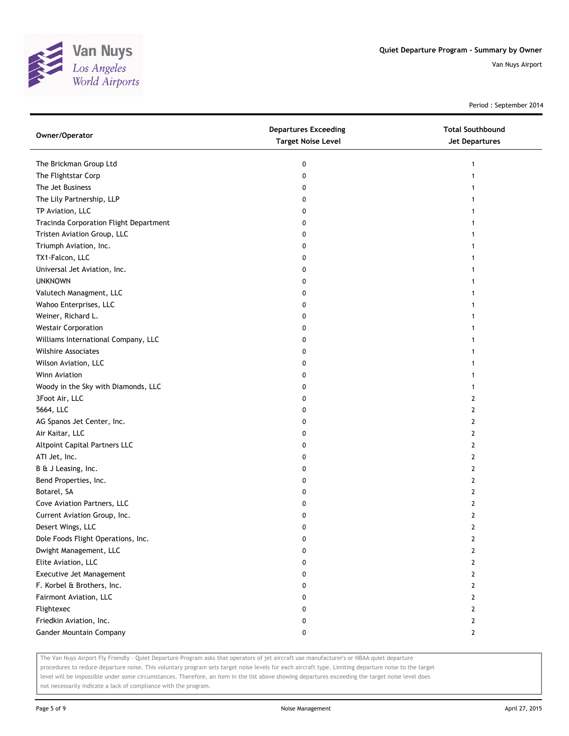## Quiet Departure Program - Summary by Owner

Van Nuys Airport

Period : September 2014

| Owner/Operator | Departures Exceeding Target Noise Level | Total Southbound Jet Departures |
|---|---|---|
| The Brickman Group Ltd | 0 | 1 |
| The Flightstar Corp | 0 | 1 |
| The Jet Business | 0 | 1 |
| The Lily Partnership, LLP | 0 | 1 |
| TP Aviation, LLC | 0 | 1 |
| Tracinda Corporation Flight Department | 0 | 1 |
| Tristen Aviation Group, LLC | 0 | 1 |
| Triumph Aviation, Inc. | 0 | 1 |
| TX1-Falcon, LLC | 0 | 1 |
| Universal Jet Aviation, Inc. | 0 | 1 |
| UNKNOWN | 0 | 1 |
| Valutech Managment, LLC | 0 | 1 |
| Wahoo Enterprises, LLC | 0 | 1 |
| Weiner, Richard L. | 0 | 1 |
| Westair Corporation | 0 | 1 |
| Williams International Company, LLC | 0 | 1 |
| Wilshire Associates | 0 | 1 |
| Wilson Aviation, LLC | 0 | 1 |
| Winn Aviation | 0 | 1 |
| Woody in the Sky with Diamonds, LLC | 0 | 1 |
| 3Foot Air, LLC | 0 | 2 |
| 5664, LLC | 0 | 2 |
| AG Spanos Jet Center, Inc. | 0 | 2 |
| Air Kaitar, LLC | 0 | 2 |
| Altpoint Capital Partners LLC | 0 | 2 |
| ATI Jet, Inc. | 0 | 2 |
| B & J Leasing, Inc. | 0 | 2 |
| Bend Properties, Inc. | 0 | 2 |
| Botarel, SA | 0 | 2 |
| Cove Aviation Partners, LLC | 0 | 2 |
| Current Aviation Group, Inc. | 0 | 2 |
| Desert Wings, LLC | 0 | 2 |
| Dole Foods Flight Operations, Inc. | 0 | 2 |
| Dwight Management, LLC | 0 | 2 |
| Elite Aviation, LLC | 0 | 2 |
| Executive Jet Management | 0 | 2 |
| F. Korbel & Brothers, Inc. | 0 | 2 |
| Fairmont Aviation, LLC | 0 | 2 |
| Flightexec | 0 | 2 |
| Friedkin Aviation, Inc. | 0 | 2 |
| Gander Mountain Company | 0 | 2 |

The Van Nuys Airport Fly Friendly - Quiet Departure Program asks that operators of jet aircraft use manufacturer's or NBAA quiet departure procedures to reduce departure noise. This voluntary program sets target noise levels for each aircraft type. Limiting departure noise to the target level will be impossible under some circumstances. Therefore, an item in the list above showing departures exceeding the target noise level does not necessarily indicate a lack of compliance with the program.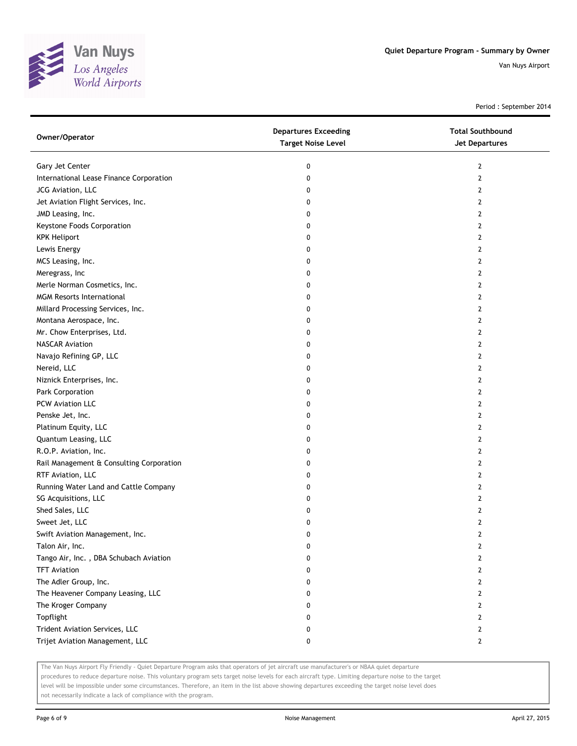# Quiet Departure Program - Summary by Owner

Van Nuys Airport

Period : September 2014

| Owner/Operator | Departures Exceeding Target Noise Level | Total Southbound Jet Departures |
|---|---|---|
| Gary Jet Center | 0 | 2 |
| International Lease Finance Corporation | 0 | 2 |
| JCG Aviation, LLC | 0 | 2 |
| Jet Aviation Flight Services, Inc. | 0 | 2 |
| JMD Leasing, Inc. | 0 | 2 |
| Keystone Foods Corporation | 0 | 2 |
| KPK Heliport | 0 | 2 |
| Lewis Energy | 0 | 2 |
| MCS Leasing, Inc. | 0 | 2 |
| Meregrass, Inc | 0 | 2 |
| Merle Norman Cosmetics, Inc. | 0 | 2 |
| MGM Resorts International | 0 | 2 |
| Millard Processing Services, Inc. | 0 | 2 |
| Montana Aerospace, Inc. | 0 | 2 |
| Mr. Chow Enterprises, Ltd. | 0 | 2 |
| NASCAR Aviation | 0 | 2 |
| Navajo Refining GP, LLC | 0 | 2 |
| Nereid, LLC | 0 | 2 |
| Niznick Enterprises, Inc. | 0 | 2 |
| Park Corporation | 0 | 2 |
| PCW Aviation LLC | 0 | 2 |
| Penske Jet, Inc. | 0 | 2 |
| Platinum Equity, LLC | 0 | 2 |
| Quantum Leasing, LLC | 0 | 2 |
| R.O.P. Aviation, Inc. | 0 | 2 |
| Rail Management & Consulting Corporation | 0 | 2 |
| RTF Aviation, LLC | 0 | 2 |
| Running Water Land and Cattle Company | 0 | 2 |
| SG Acquisitions, LLC | 0 | 2 |
| Shed Sales, LLC | 0 | 2 |
| Sweet Jet, LLC | 0 | 2 |
| Swift Aviation Management, Inc. | 0 | 2 |
| Talon Air, Inc. | 0 | 2 |
| Tango Air, Inc. , DBA Schubach Aviation | 0 | 2 |
| TFT Aviation | 0 | 2 |
| The Adler Group, Inc. | 0 | 2 |
| The Heavener Company Leasing, LLC | 0 | 2 |
| The Kroger Company | 0 | 2 |
| Topflight | 0 | 2 |
| Trident Aviation Services, LLC | 0 | 2 |
| Trijet Aviation Management, LLC | 0 | 2 |

The Van Nuys Airport Fly Friendly - Quiet Departure Program asks that operators of jet aircraft use manufacturer's or NBAA quiet departure procedures to reduce departure noise. This voluntary program sets target noise levels for each aircraft type. Limiting departure noise to the target level will be impossible under some circumstances. Therefore, an item in the list above showing departures exceeding the target noise level does not necessarily indicate a lack of compliance with the program.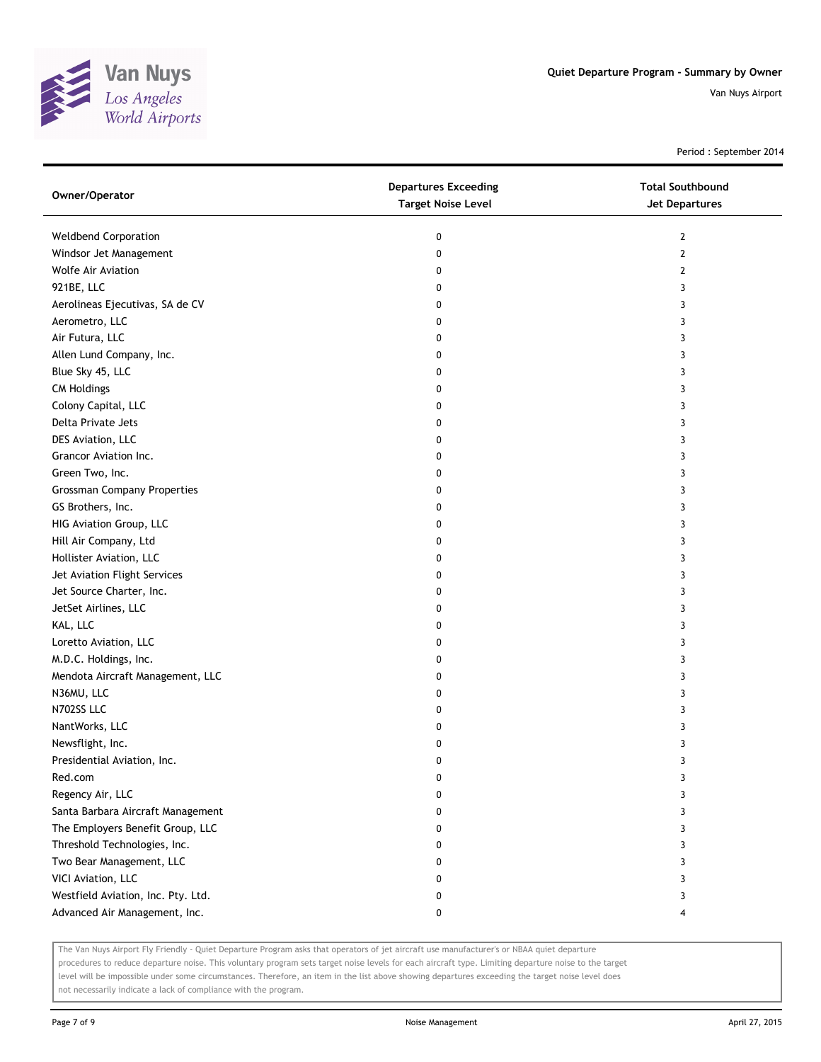# Quiet Departure Program - Summary by Owner

Van Nuys Airport

Period : September 2014

| Owner/Operator | Departures Exceeding Target Noise Level | Total Southbound Jet Departures |
|---|---|---|
| Weldbend Corporation | 0 | 2 |
| Windsor Jet Management | 0 | 2 |
| Wolfe Air Aviation | 0 | 2 |
| 921BE, LLC | 0 | 3 |
| Aerolineas Ejecutivas, SA de CV | 0 | 3 |
| Aerometro, LLC | 0 | 3 |
| Air Futura, LLC | 0 | 3 |
| Allen Lund Company, Inc. | 0 | 3 |
| Blue Sky 45, LLC | 0 | 3 |
| CM Holdings | 0 | 3 |
| Colony Capital, LLC | 0 | 3 |
| Delta Private Jets | 0 | 3 |
| DES Aviation, LLC | 0 | 3 |
| Grancor Aviation Inc. | 0 | 3 |
| Green Two, Inc. | 0 | 3 |
| Grossman Company Properties | 0 | 3 |
| GS Brothers, Inc. | 0 | 3 |
| HIG Aviation Group, LLC | 0 | 3 |
| Hill Air Company, Ltd | 0 | 3 |
| Hollister Aviation, LLC | 0 | 3 |
| Jet Aviation Flight Services | 0 | 3 |
| Jet Source Charter, Inc. | 0 | 3 |
| JetSet Airlines, LLC | 0 | 3 |
| KAL, LLC | 0 | 3 |
| Loretto Aviation, LLC | 0 | 3 |
| M.D.C. Holdings, Inc. | 0 | 3 |
| Mendota Aircraft Management, LLC | 0 | 3 |
| N36MU, LLC | 0 | 3 |
| N702SS LLC | 0 | 3 |
| NantWorks, LLC | 0 | 3 |
| Newsflight, Inc. | 0 | 3 |
| Presidential Aviation, Inc. | 0 | 3 |
| Red.com | 0 | 3 |
| Regency Air, LLC | 0 | 3 |
| Santa Barbara Aircraft Management | 0 | 3 |
| The Employers Benefit Group, LLC | 0 | 3 |
| Threshold Technologies, Inc. | 0 | 3 |
| Two Bear Management, LLC | 0 | 3 |
| VICI Aviation, LLC | 0 | 3 |
| Westfield Aviation, Inc. Pty. Ltd. | 0 | 3 |
| Advanced Air Management, Inc. | 0 | 4 |

The Van Nuys Airport Fly Friendly - Quiet Departure Program asks that operators of jet aircraft use manufacturer's or NBAA quiet departure procedures to reduce departure noise. This voluntary program sets target noise levels for each aircraft type. Limiting departure noise to the target level will be impossible under some circumstances. Therefore, an item in the list above showing departures exceeding the target noise level does not necessarily indicate a lack of compliance with the program.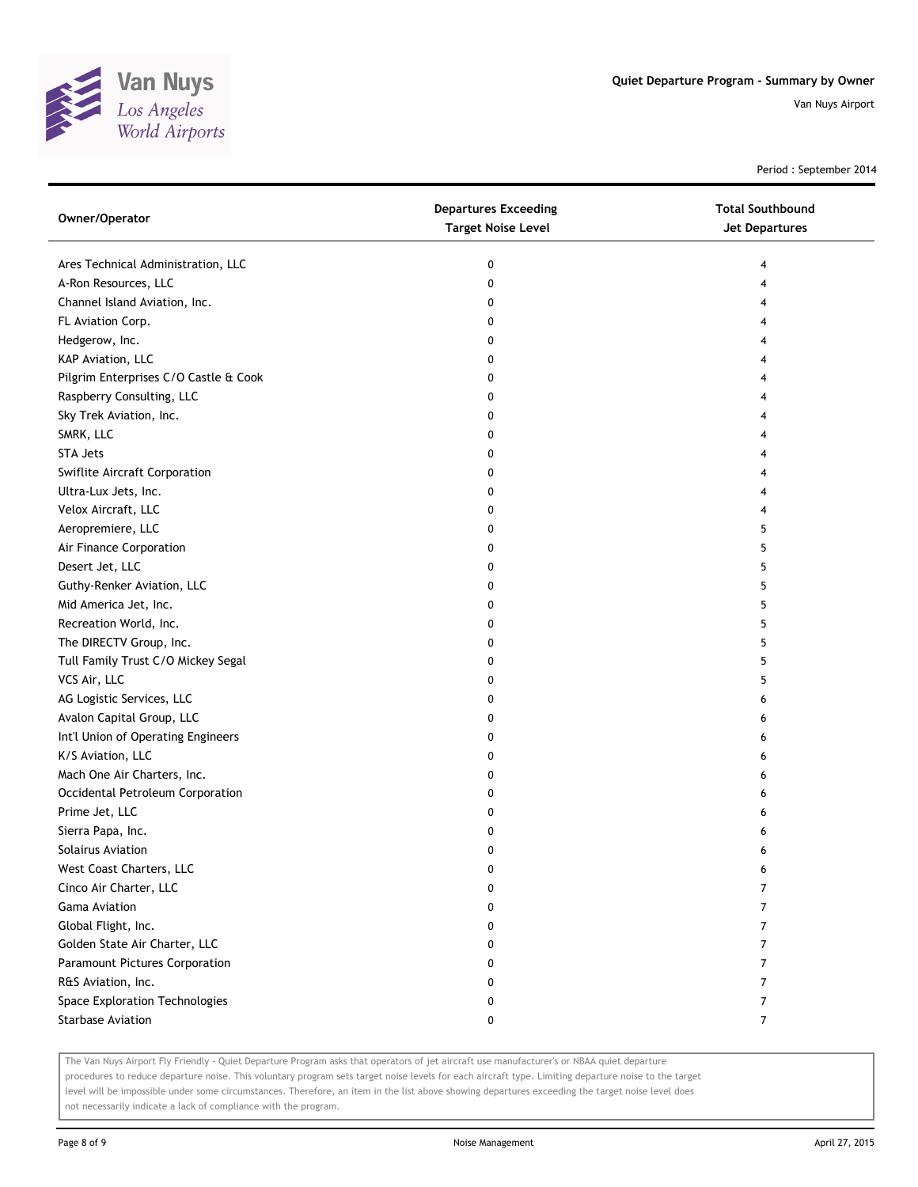Quiet Departure Program - Summary by Owner

Van Nuys Airport

Period : September 2014

| Owner/Operator | Departures Exceeding Target Noise Level | Total Southbound Jet Departures |
|---|---|---|
| Ares Technical Administration, LLC | 0 | 4 |
| A-Ron Resources, LLC | 0 | 4 |
| Channel Island Aviation, Inc. | 0 | 4 |
| FL Aviation Corp. | 0 | 4 |
| Hedgerow, Inc. | 0 | 4 |
| KAP Aviation, LLC | 0 | 4 |
| Pilgrim Enterprises C/O Castle & Cook | 0 | 4 |
| Raspberry Consulting, LLC | 0 | 4 |
| Sky Trek Aviation, Inc. | 0 | 4 |
| SMRK, LLC | 0 | 4 |
| STA Jets | 0 | 4 |
| Swiflite Aircraft Corporation | 0 | 4 |
| Ultra-Lux Jets, Inc. | 0 | 4 |
| Velox Aircraft, LLC | 0 | 4 |
| Aeropremiere, LLC | 0 | 5 |
| Air Finance Corporation | 0 | 5 |
| Desert Jet, LLC | 0 | 5 |
| Guthy-Renker Aviation, LLC | 0 | 5 |
| Mid America Jet, Inc. | 0 | 5 |
| Recreation World, Inc. | 0 | 5 |
| The DIRECTV Group, Inc. | 0 | 5 |
| Tull Family Trust C/O Mickey Segal | 0 | 5 |
| VCS Air, LLC | 0 | 5 |
| AG Logistic Services, LLC | 0 | 6 |
| Avalon Capital Group, LLC | 0 | 6 |
| Int'l Union of Operating Engineers | 0 | 6 |
| K/S Aviation, LLC | 0 | 6 |
| Mach One Air Charters, Inc. | 0 | 6 |
| Occidental Petroleum Corporation | 0 | 6 |
| Prime Jet, LLC | 0 | 6 |
| Sierra Papa, Inc. | 0 | 6 |
| Solairus Aviation | 0 | 6 |
| West Coast Charters, LLC | 0 | 6 |
| Cinco Air Charter, LLC | 0 | 7 |
| Gama Aviation | 0 | 7 |
| Global Flight, Inc. | 0 | 7 |
| Golden State Air Charter, LLC | 0 | 7 |
| Paramount Pictures Corporation | 0 | 7 |
| R&S Aviation, Inc. | 0 | 7 |
| Space Exploration Technologies | 0 | 7 |
| Starbase Aviation | 0 | 7 |

The Van Nuys Airport Fly Friendly - Quiet Departure Program asks that operators of jet aircraft use manufacturer's or NBAA quiet departure procedures to reduce departure noise. This voluntary program sets target noise levels for each aircraft type. Limiting departure noise to the target level will be impossible under some circumstances. Therefore, an item in the list above showing departures exceeding the target noise level does not necessarily indicate a lack of compliance with the program.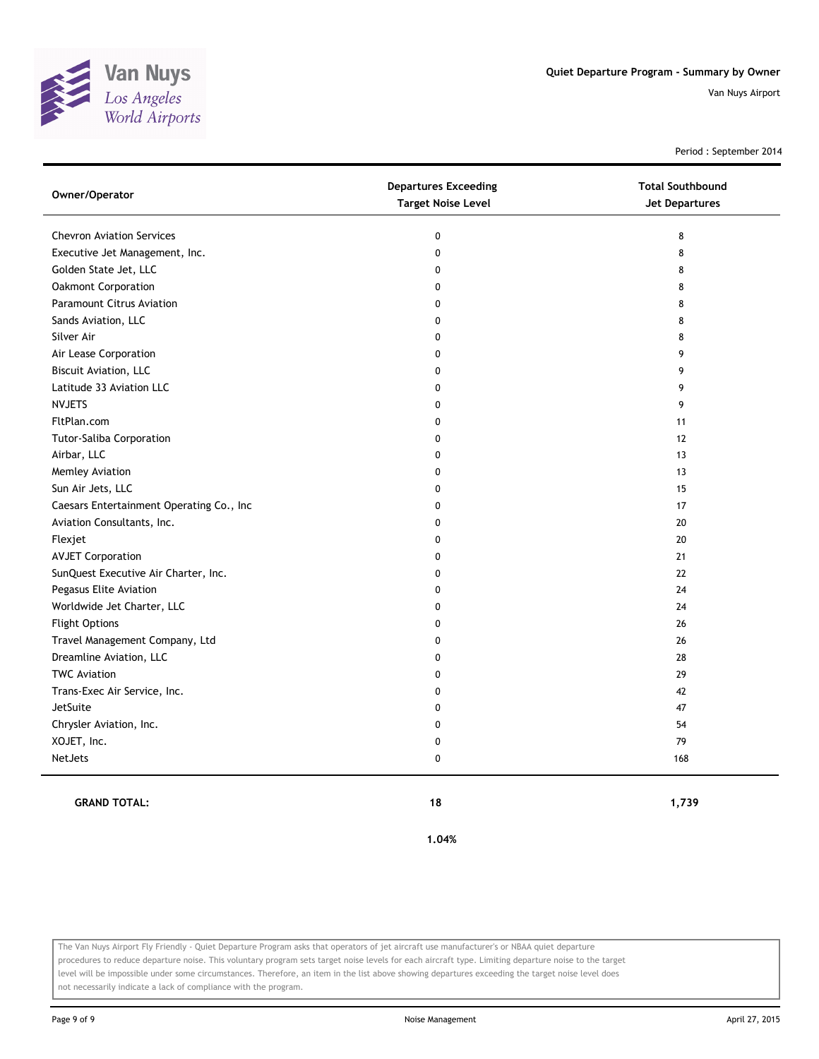Van Nuys
Los Angeles
World Airports

**Quiet Departure Program - Summary by Owner**

Van Nuys Airport

Period : September 2014

| Owner/Operator | Departures Exceeding Target Noise Level | Total Southbound Jet Departures |
|---|---|---|
| Chevron Aviation Services | 0 | 8 |
| Executive Jet Management, Inc. | 0 | 8 |
| Golden State Jet, LLC | 0 | 8 |
| Oakmont Corporation | 0 | 8 |
| Paramount Citrus Aviation | 0 | 8 |
| Sands Aviation, LLC | 0 | 8 |
| Silver Air | 0 | 8 |
| Air Lease Corporation | 0 | 9 |
| Biscuit Aviation, LLC | 0 | 9 |
| Latitude 33 Aviation LLC | 0 | 9 |
| NVJETS | 0 | 9 |
| FltPlan.com | 0 | 11 |
| Tutor-Saliba Corporation | 0 | 12 |
| Airbar, LLC | 0 | 13 |
| Memley Aviation | 0 | 13 |
| Sun Air Jets, LLC | 0 | 15 |
| Caesars Entertainment Operating Co., Inc | 0 | 17 |
| Aviation Consultants, Inc. | 0 | 20 |
| Flexjet | 0 | 20 |
| AVJET Corporation | 0 | 21 |
| SunQuest Executive Air Charter, Inc. | 0 | 22 |
| Pegasus Elite Aviation | 0 | 24 |
| Worldwide Jet Charter, LLC | 0 | 24 |
| Flight Options | 0 | 26 |
| Travel Management Company, Ltd | 0 | 26 |
| Dreamline Aviation, LLC | 0 | 28 |
| TWC Aviation | 0 | 29 |
| Trans-Exec Air Service, Inc. | 0 | 42 |
| JetSuite | 0 | 47 |
| Chrysler Aviation, Inc. | 0 | 54 |
| XOJET, Inc. | 0 | 79 |
| NetJets | 0 | 168 |
| **GRAND TOTAL:** | **18** | **1,739** |
| | **1.04%** | |

The Van Nuys Airport Fly Friendly - Quiet Departure Program asks that operators of jet aircraft use manufacturer's or NBAA quiet departure procedures to reduce departure noise. This voluntary program sets target noise levels for each aircraft type. Limiting departure noise to the target level will be impossible under some circumstances. Therefore, an item in the list above showing departures exceeding the target noise level does not necessarily indicate a lack of compliance with the program.

Noise Management

April 27, 2015